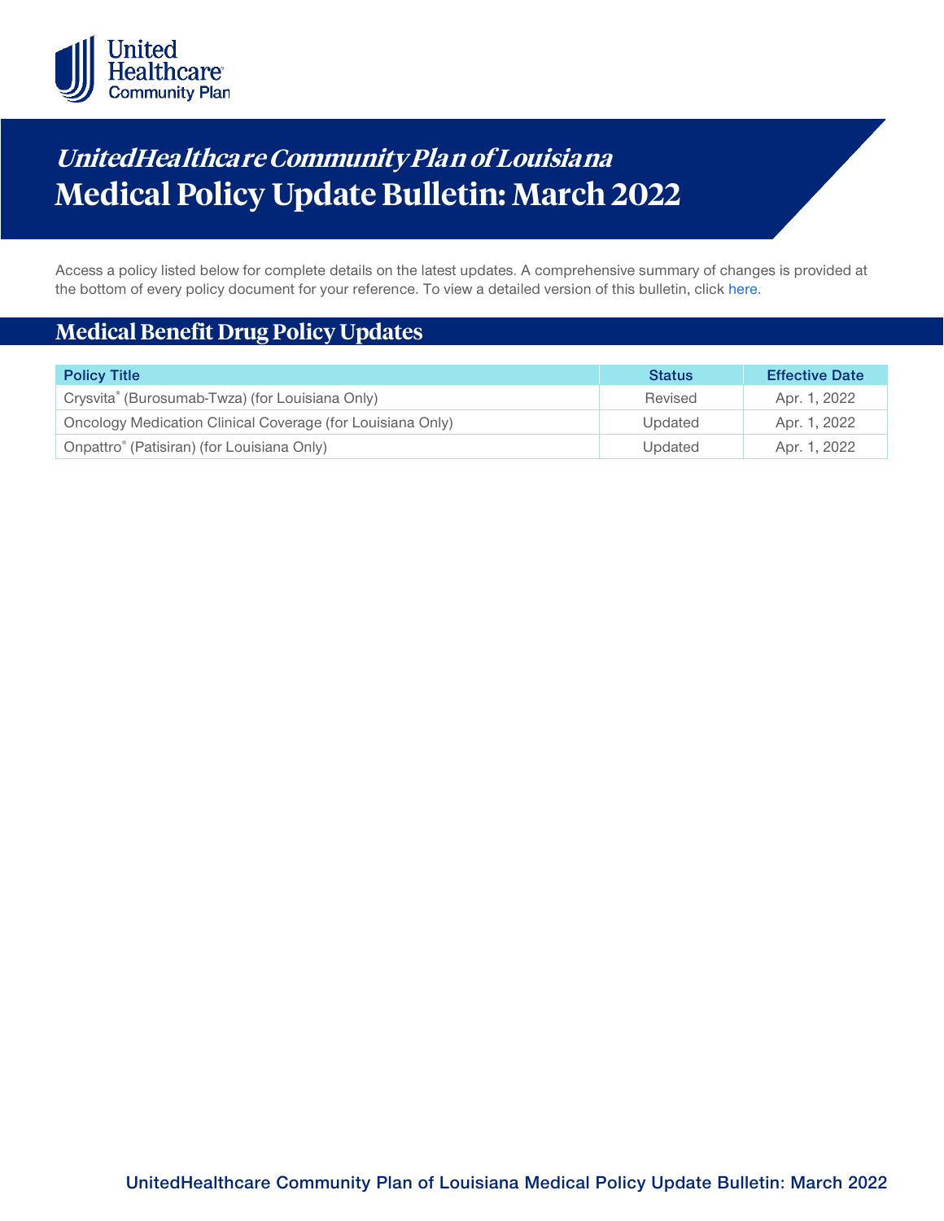# *UnitedHealthcare Community Plan of Louisiana*
# Medical Policy Update Bulletin: March 2022

Access a policy listed below for complete details on the latest updates. A comprehensive summary of changes is provided at the bottom of every policy document for your reference. To view a detailed version of this bulletin, click here.

## Medical Benefit Drug Policy Updates

| Policy Title | Status | Effective Date |
|---|---|---|
| Crysvita® (Burosumab-Twza) (for Louisiana Only) | Revised | Apr. 1, 2022 |
| Oncology Medication Clinical Coverage (for Louisiana Only) | Updated | Apr. 1, 2022 |
| Onpattro® (Patisiran) (for Louisiana Only) | Updated | Apr. 1, 2022 |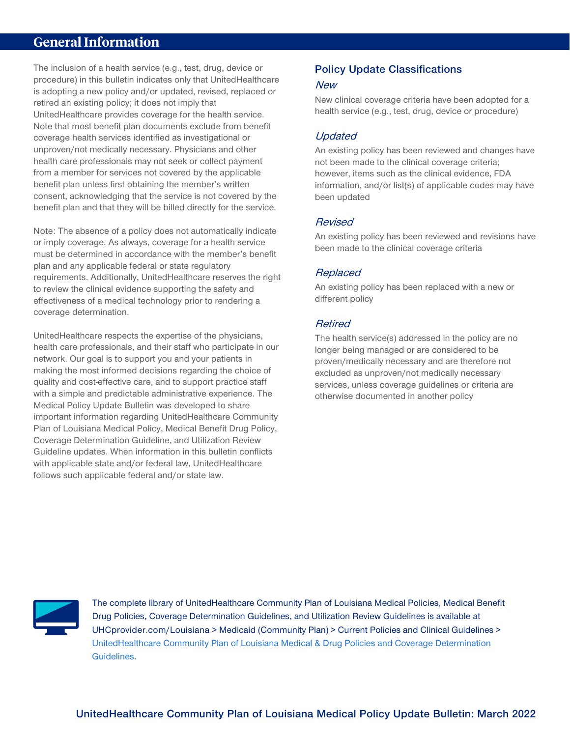## General Information

The inclusion of a health service (e.g., test, drug, device or procedure) in this bulletin indicates only that UnitedHealthcare is adopting a new policy and/or updated, revised, replaced or retired an existing policy; it does not imply that UnitedHealthcare provides coverage for the health service. Note that most benefit plan documents exclude from benefit coverage health services identified as investigational or unproven/not medically necessary. Physicians and other health care professionals may not seek or collect payment from a member for services not covered by the applicable benefit plan unless first obtaining the member's written consent, acknowledging that the service is not covered by the benefit plan and that they will be billed directly for the service.

Note: The absence of a policy does not automatically indicate or imply coverage. As always, coverage for a health service must be determined in accordance with the member's benefit plan and any applicable federal or state regulatory requirements. Additionally, UnitedHealthcare reserves the right to review the clinical evidence supporting the safety and effectiveness of a medical technology prior to rendering a coverage determination.

UnitedHealthcare respects the expertise of the physicians, health care professionals, and their staff who participate in our network. Our goal is to support you and your patients in making the most informed decisions regarding the choice of quality and cost-effective care, and to support practice staff with a simple and predictable administrative experience. The Medical Policy Update Bulletin was developed to share important information regarding UnitedHealthcare Community Plan of Louisiana Medical Policy, Medical Benefit Drug Policy, Coverage Determination Guideline, and Utilization Review Guideline updates. When information in this bulletin conflicts with applicable state and/or federal law, UnitedHealthcare follows such applicable federal and/or state law.

### Policy Update Classifications

*New*

New clinical coverage criteria have been adopted for a health service (e.g., test, drug, device or procedure)

*Updated*

An existing policy has been reviewed and changes have not been made to the clinical coverage criteria; however, items such as the clinical evidence, FDA information, and/or list(s) of applicable codes may have been updated

*Revised*

An existing policy has been reviewed and revisions have been made to the clinical coverage criteria

*Replaced*

An existing policy has been replaced with a new or different policy

*Retired*

The health service(s) addressed in the policy are no longer being managed or are considered to be proven/medically necessary and are therefore not excluded as unproven/not medically necessary services, unless coverage guidelines or criteria are otherwise documented in another policy

The complete library of UnitedHealthcare Community Plan of Louisiana Medical Policies, Medical Benefit Drug Policies, Coverage Determination Guidelines, and Utilization Review Guidelines is available at UHCprovider.com/Louisiana > Medicaid (Community Plan) > Current Policies and Clinical Guidelines > UnitedHealthcare Community Plan of Louisiana Medical & Drug Policies and Coverage Determination Guidelines.